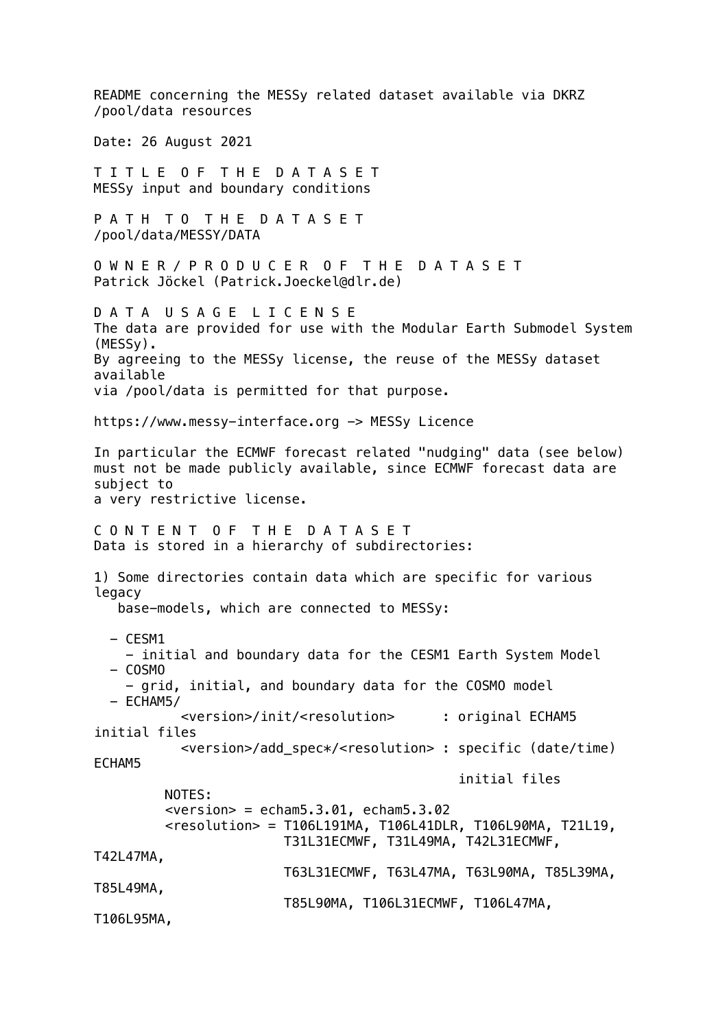README concerning the MESSy related dataset available via DKRZ /pool/data resources

Date: 26 August 2021

## T I T L E   O F   T H E   D A T A S E T

MESSy input and boundary conditions

## P A T H   T O   T H E   D A T A S E T

/pool/data/MESSY/DATA

## O W N E R / P R O D U C E R   O F   T H E   D A T A S E T

Patrick Jöckel (Patrick.Joeckel@dlr.de)

## D A T A   U S A G E   L I C E N S E

The data are provided for use with the Modular Earth Submodel System (MESSy).
By agreeing to the MESSy license, the reuse of the MESSy dataset available
via /pool/data is permitted for that purpose.

https://www.messy-interface.org -> MESSy Licence

In particular the ECMWF forecast related "nudging" data (see below) must not be made publicly available, since ECMWF forecast data are subject to
a very restrictive license.

## C O N T E N T   O F   T H E   D A T A S E T

Data is stored in a hierarchy of subdirectories:

1) Some directories contain data which are specific for various legacy
   base-models, which are connected to MESSy:

```
  - CESM1
    - initial and boundary data for the CESM1 Earth System Model
  - COSMO
    - grid, initial, and boundary data for the COSMO model
  - ECHAM5/
         <version>/init/<resolution>      : original ECHAM5 initial files
         <version>/add_spec*/<resolution> : specific (date/time) ECHAM5
                                              initial files
        NOTES:
        <version> = echam5.3.01, echam5.3.02
        <resolution> = T106L191MA, T106L41DLR, T106L90MA, T21L19,
                       T31L31ECMWF, T31L49MA, T42L31ECMWF, T42L47MA,
                       T63L31ECMWF, T63L47MA, T63L90MA, T85L39MA, T85L49MA,
                       T85L90MA, T106L31ECMWF, T106L47MA, T106L95MA,
```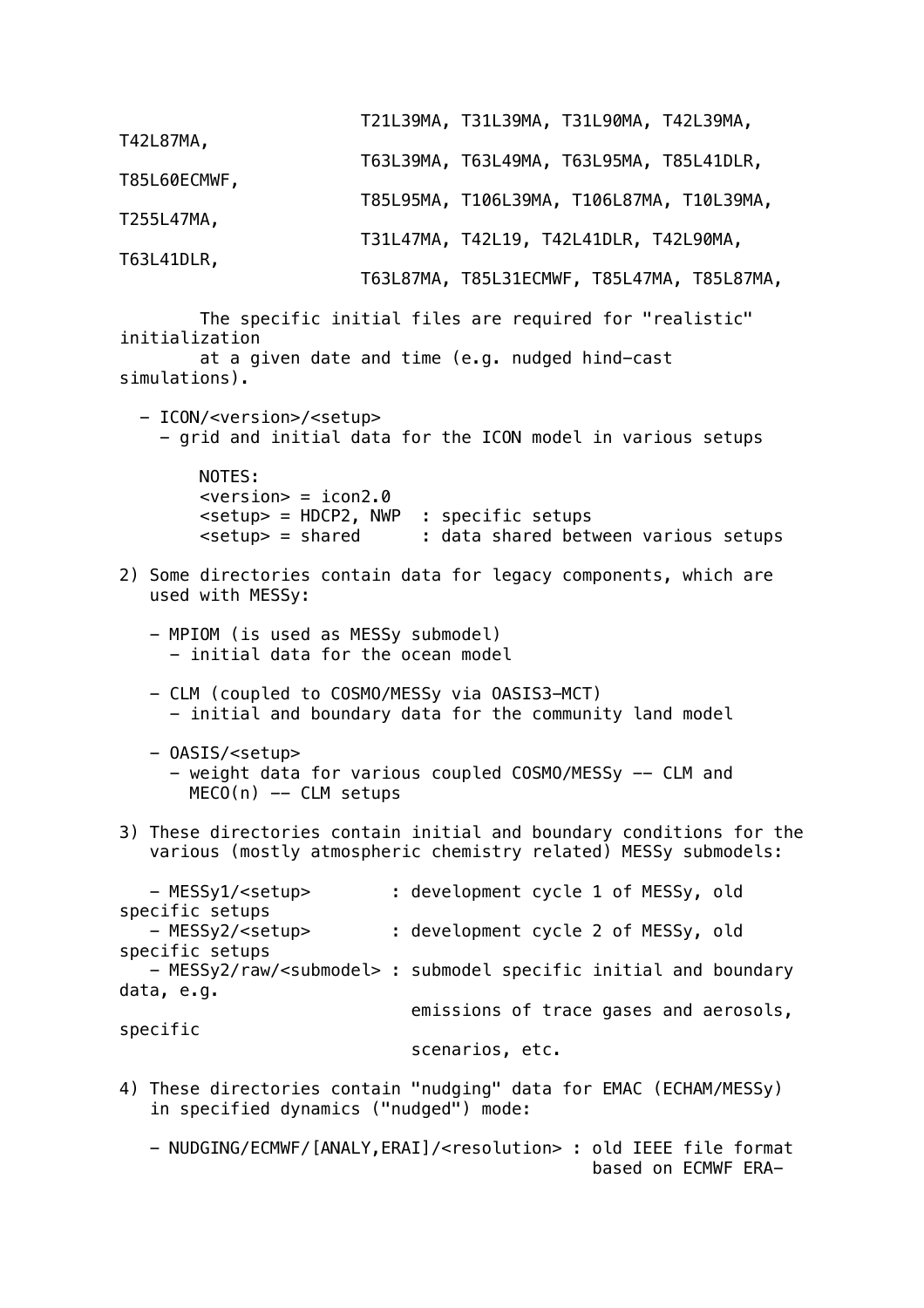```
                        T21L39MA, T31L39MA, T31L90MA, T42L39MA,
T42L87MA,
                        T63L39MA, T63L49MA, T63L95MA, T85L41DLR,
T85L60ECMWF,
                        T85L95MA, T106L39MA, T106L87MA, T10L39MA,
T255L47MA,
                        T31L47MA, T42L19, T42L41DLR, T42L90MA,
T63L41DLR,
                        T63L87MA, T85L31ECMWF, T85L47MA, T85L87MA,

        The specific initial files are required for "realistic"
initialization
        at a given date and time (e.g. nudged hind-cast
simulations).

  - ICON/<version>/<setup>
    - grid and initial data for the ICON model in various setups

        NOTES:
        <version> = icon2.0
        <setup> = HDCP2, NWP  : specific setups
        <setup> = shared      : data shared between various setups

2) Some directories contain data for legacy components, which are
   used with MESSy:

   - MPIOM (is used as MESSy submodel)
     - initial data for the ocean model

   - CLM (coupled to COSMO/MESSy via OASIS3-MCT)
     - initial and boundary data for the community land model

   - OASIS/<setup>
     - weight data for various coupled COSMO/MESSy -- CLM and
       MECO(n) -- CLM setups

3) These directories contain initial and boundary conditions for the
   various (mostly atmospheric chemistry related) MESSy submodels:

   - MESSy1/<setup>        : development cycle 1 of MESSy, old
specific setups
   - MESSy2/<setup>        : development cycle 2 of MESSy, old
specific setups
   - MESSy2/raw/<submodel> : submodel specific initial and boundary
data, e.g.
                             emissions of trace gases and aerosols,
specific
                             scenarios, etc.

4) These directories contain "nudging" data for EMAC (ECHAM/MESSy)
   in specified dynamics ("nudged") mode:

   - NUDGING/ECMWF/[ANALY,ERAI]/<resolution> : old IEEE file format
                                               based on ECMWF ERA-
```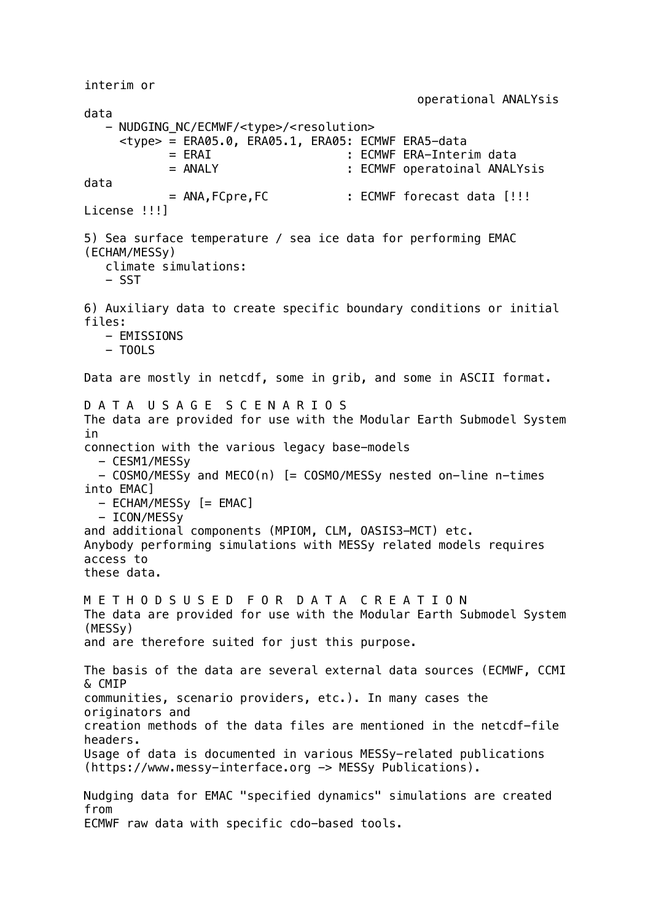interim or
                                                    operational ANALYsis
data

   - NUDGING_NC/ECMWF/<type>/<resolution>
     <type> = ERA05.0, ERA05.1, ERA05: ECMWF ERA5-data
            = ERAI                   : ECMWF ERA-Interim data
            = ANALY                  : ECMWF operatoinal ANALYsis
data
            = ANA,FCpre,FC           : ECMWF forecast data [!!!
License !!!]

5) Sea surface temperature / sea ice data for performing EMAC (ECHAM/MESSy)
   climate simulations:
   - SST

6) Auxiliary data to create specific boundary conditions or initial files:
   - EMISSIONS
   - TOOLS

Data are mostly in netcdf, some in grib, and some in ASCII format.

D A T A   U S A G E   S C E N A R I O S

The data are provided for use with the Modular Earth Submodel System in
connection with the various legacy base-models

- CESM1/MESSy
- COSMO/MESSy and MECO(n) [= COSMO/MESSy nested on-line n-times into EMAC]
- ECHAM/MESSy [= EMAC]
- ICON/MESSy

and additional components (MPIOM, CLM, OASIS3-MCT) etc.
Anybody performing simulations with MESSy related models requires access to
these data.

M E T H O D S U S E D   F O R   D A T A   C R E A T I O N

The data are provided for use with the Modular Earth Submodel System (MESSy)
and are therefore suited for just this purpose.

The basis of the data are several external data sources (ECMWF, CCMI & CMIP
communities, scenario providers, etc.). In many cases the originators and
creation methods of the data files are mentioned in the netcdf-file headers.
Usage of data is documented in various MESSy-related publications
(https://www.messy-interface.org -> MESSy Publications).

Nudging data for EMAC "specified dynamics" simulations are created from
ECMWF raw data with specific cdo-based tools.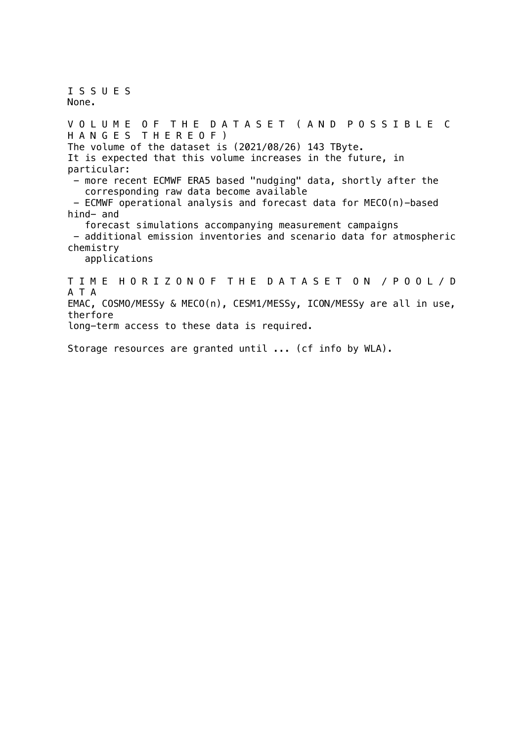## ISSUES

None.

## VOLUME OF THE DATASET (AND POSSIBLE CHANGES THEREOF)

The volume of the dataset is (2021/08/26) 143 TByte.
It is expected that this volume increases in the future, in particular:

- more recent ECMWF ERA5 based "nudging" data, shortly after the corresponding raw data become available
- ECMWF operational analysis and forecast data for MECO(n)-based hind- and forecast simulations accompanying measurement campaigns
- additional emission inventories and scenario data for atmospheric chemistry applications

## TIME HORIZONOF THE DATASET ON /POOL/DATA

EMAC, COSMO/MESSy & MECO(n), CESM1/MESSy, ICON/MESSy are all in use, therfore long-term access to these data is required.

Storage resources are granted until ... (cf info by WLA).